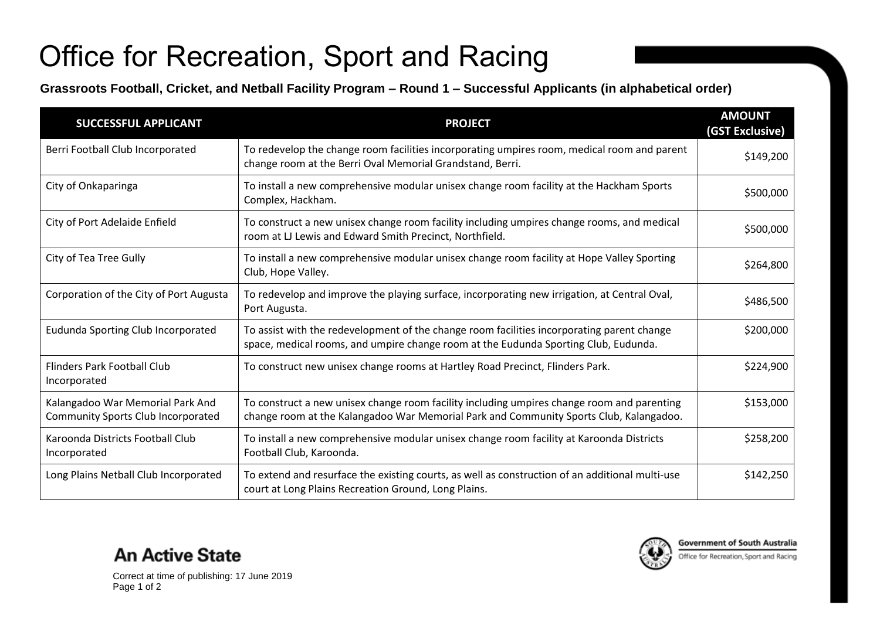# Office for Recreation, Sport and Racing

**Grassroots Football, Cricket, and Netball Facility Program – Round 1 – Successful Applicants (in alphabetical order)**

| SUCCESSFUL APPLICANT | PROJECT | AMOUNT (GST Exclusive) |
|---|---|---|
| Berri Football Club Incorporated | To redevelop the change room facilities incorporating umpires room, medical room and parent change room at the Berri Oval Memorial Grandstand, Berri. | $149,200 |
| City of Onkaparinga | To install a new comprehensive modular unisex change room facility at the Hackham Sports Complex, Hackham. | $500,000 |
| City of Port Adelaide Enfield | To construct a new unisex change room facility including umpires change rooms, and medical room at LJ Lewis and Edward Smith Precinct, Northfield. | $500,000 |
| City of Tea Tree Gully | To install a new comprehensive modular unisex change room facility at Hope Valley Sporting Club, Hope Valley. | $264,800 |
| Corporation of the City of Port Augusta | To redevelop and improve the playing surface, incorporating new irrigation, at Central Oval, Port Augusta. | $486,500 |
| Eudunda Sporting Club Incorporated | To assist with the redevelopment of the change room facilities incorporating parent change space, medical rooms, and umpire change room at the Eudunda Sporting Club, Eudunda. | $200,000 |
| Flinders Park Football Club Incorporated | To construct new unisex change rooms at Hartley Road Precinct, Flinders Park. | $224,900 |
| Kalangadoo War Memorial Park And Community Sports Club Incorporated | To construct a new unisex change room facility including umpires change room and parenting change room at the Kalangadoo War Memorial Park and Community Sports Club, Kalangadoo. | $153,000 |
| Karoonda Districts Football Club Incorporated | To install a new comprehensive modular unisex change room facility at Karoonda Districts Football Club, Karoonda. | $258,200 |
| Long Plains Netball Club Incorporated | To extend and resurface the existing courts, as well as construction of an additional multi-use court at Long Plains Recreation Ground, Long Plains. | $142,250 |

An Active State

Correct at time of publishing: 17 June 2019

Government of South Australia
Office for Recreation, Sport and Racing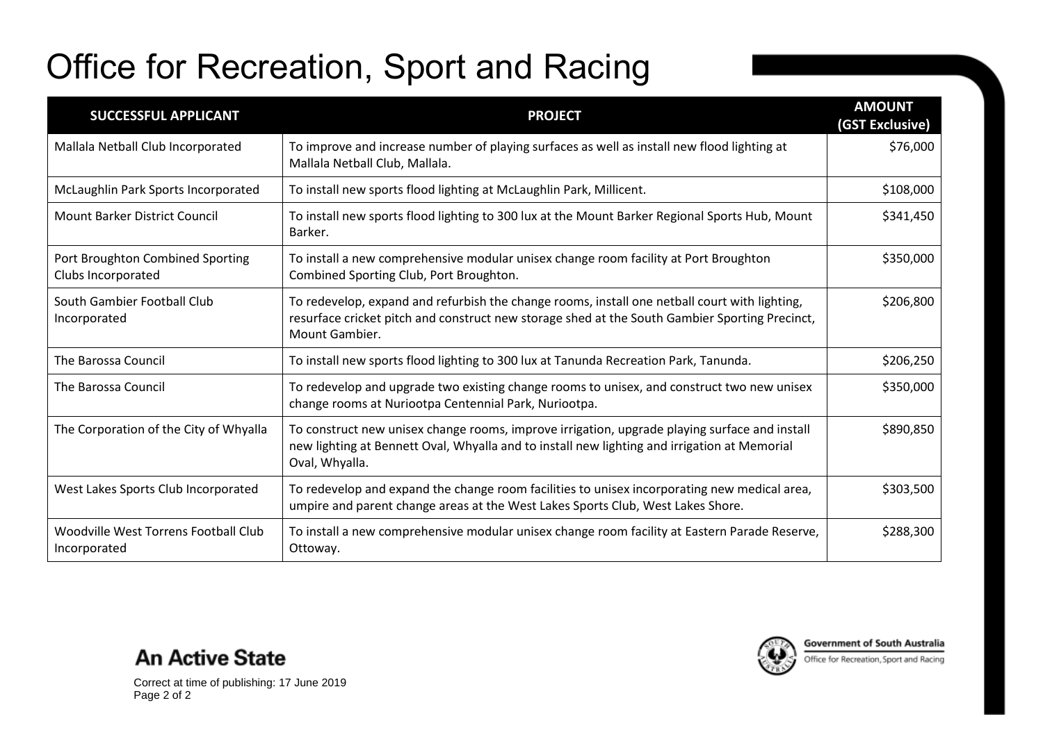# Office for Recreation, Sport and Racing

| SUCCESSFUL APPLICANT | PROJECT | AMOUNT (GST Exclusive) |
|---|---|---|
| Mallala Netball Club Incorporated | To improve and increase number of playing surfaces as well as install new flood lighting at Mallala Netball Club, Mallala. | $76,000 |
| McLaughlin Park Sports Incorporated | To install new sports flood lighting at McLaughlin Park, Millicent. | $108,000 |
| Mount Barker District Council | To install new sports flood lighting to 300 lux at the Mount Barker Regional Sports Hub, Mount Barker. | $341,450 |
| Port Broughton Combined Sporting Clubs Incorporated | To install a new comprehensive modular unisex change room facility at Port Broughton Combined Sporting Club, Port Broughton. | $350,000 |
| South Gambier Football Club Incorporated | To redevelop, expand and refurbish the change rooms, install one netball court with lighting, resurface cricket pitch and construct new storage shed at the South Gambier Sporting Precinct, Mount Gambier. | $206,800 |
| The Barossa Council | To install new sports flood lighting to 300 lux at Tanunda Recreation Park, Tanunda. | $206,250 |
| The Barossa Council | To redevelop and upgrade two existing change rooms to unisex, and construct two new unisex change rooms at Nuriootpa Centennial Park, Nuriootpa. | $350,000 |
| The Corporation of the City of Whyalla | To construct new unisex change rooms, improve irrigation, upgrade playing surface and install new lighting at Bennett Oval, Whyalla and to install new lighting and irrigation at Memorial Oval, Whyalla. | $890,850 |
| West Lakes Sports Club Incorporated | To redevelop and expand the change room facilities to unisex incorporating new medical area, umpire and parent change areas at the West Lakes Sports Club, West Lakes Shore. | $303,500 |
| Woodville West Torrens Football Club Incorporated | To install a new comprehensive modular unisex change room facility at Eastern Parade Reserve, Ottoway. | $288,300 |

An Active State

Correct at time of publishing: 17 June 2019

Government of South Australia
Office for Recreation, Sport and Racing